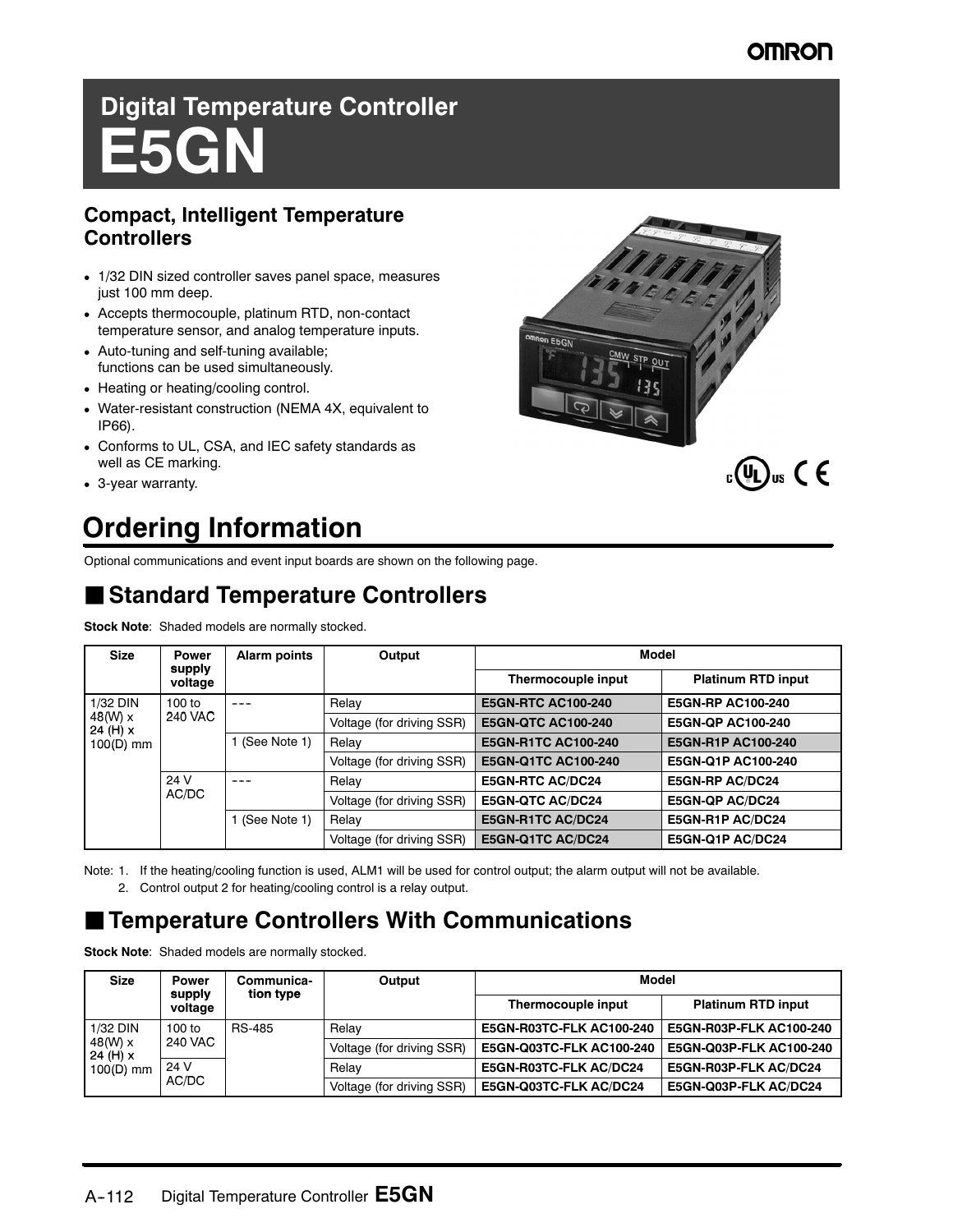OMRON

# Digital Temperature Controller
# E5GN

### Compact, Intelligent Temperature Controllers

- 1/32 DIN sized controller saves panel space, measures just 100 mm deep.
- Accepts thermocouple, platinum RTD, non-contact temperature sensor, and analog temperature inputs.
- Auto-tuning and self-tuning available; functions can be used simultaneously.
- Heating or heating/cooling control.
- Water-resistant construction (NEMA 4X, equivalent to IP66).
- Conforms to UL, CSA, and IEC safety standards as well as CE marking.
- 3-year warranty.

## Ordering Information

Optional communications and event input boards are shown on the following page.

### ■ Standard Temperature Controllers

**Stock Note**: Shaded models are normally stocked.

| Size | Power supply voltage | Alarm points | Output | Model | |
|---|---|---|---|---|---|
| | | | | Thermocouple input | Platinum RTD input |
| 1/32 DIN 48(W) x 24 (H) x 100(D) mm | 100 to 240 VAC | --- | Relay | E5GN-RTC AC100-240 | E5GN-RP AC100-240 |
| | | | Voltage (for driving SSR) | E5GN-QTC AC100-240 | E5GN-QP AC100-240 |
| | | 1 (See Note 1) | Relay | E5GN-R1TC AC100-240 | E5GN-R1P AC100-240 |
| | | | Voltage (for driving SSR) | E5GN-Q1TC AC100-240 | E5GN-Q1P AC100-240 |
| | 24 V AC/DC | --- | Relay | E5GN-RTC AC/DC24 | E5GN-RP AC/DC24 |
| | | | Voltage (for driving SSR) | E5GN-QTC AC/DC24 | E5GN-QP AC/DC24 |
| | | 1 (See Note 1) | Relay | E5GN-R1TC AC/DC24 | E5GN-R1P AC/DC24 |
| | | | Voltage (for driving SSR) | E5GN-Q1TC AC/DC24 | E5GN-Q1P AC/DC24 |

Note: 1. If the heating/cooling function is used, ALM1 will be used for control output; the alarm output will not be available.
2. Control output 2 for heating/cooling control is a relay output.

### ■ Temperature Controllers With Communications

**Stock Note**: Shaded models are normally stocked.

| Size | Power supply voltage | Communication type | Output | Model | |
|---|---|---|---|---|---|
| | | | | Thermocouple input | Platinum RTD input |
| 1/32 DIN 48(W) x 24 (H) x 100(D) mm | 100 to 240 VAC | RS-485 | Relay | E5GN-R03TC-FLK AC100-240 | E5GN-R03P-FLK AC100-240 |
| | | | Voltage (for driving SSR) | E5GN-Q03TC-FLK AC100-240 | E5GN-Q03P-FLK AC100-240 |
| | 24 V AC/DC | | Relay | E5GN-R03TC-FLK AC/DC24 | E5GN-R03P-FLK AC/DC24 |
| | | | Voltage (for driving SSR) | E5GN-Q03TC-FLK AC/DC24 | E5GN-Q03P-FLK AC/DC24 |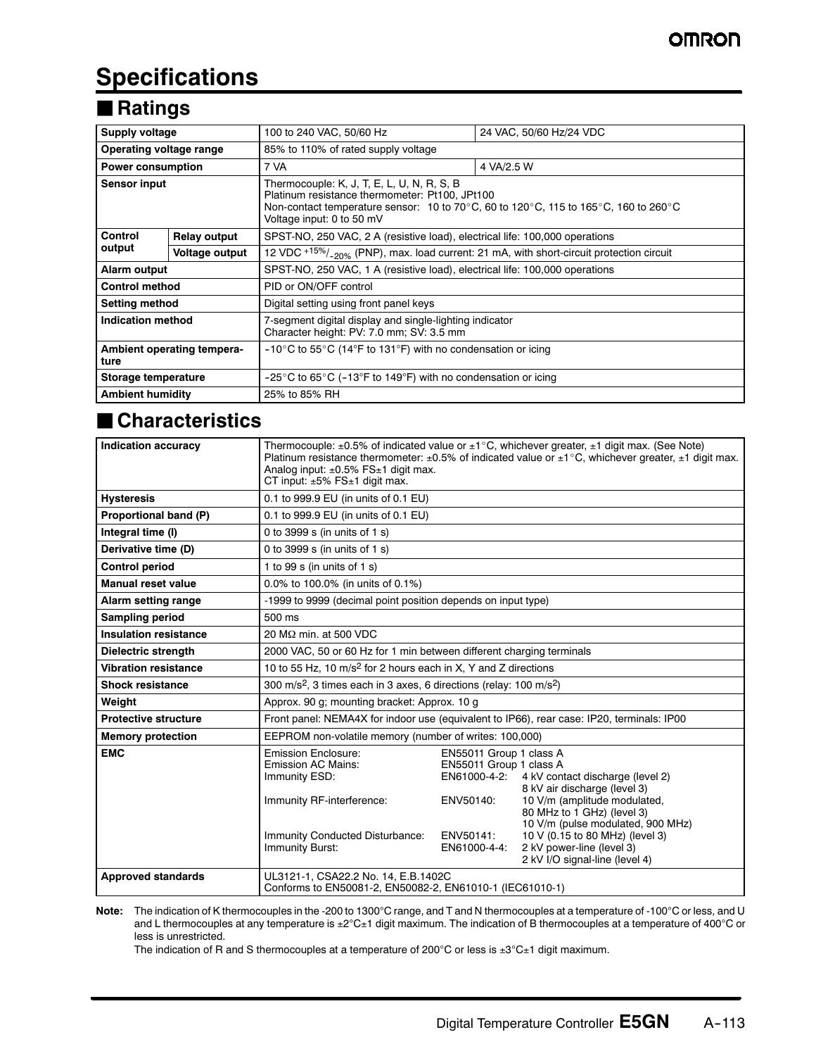# Specifications

## ■ Ratings

| Supply voltage | | 100 to 240 VAC, 50/60 Hz | 24 VAC, 50/60 Hz/24 VDC |
|---|---|---|---|
| Operating voltage range | | 85% to 110% of rated supply voltage | |
| Power consumption | | 7 VA | 4 VA/2.5 W |
| Sensor input | | Thermocouple: K, J, T, E, L, U, N, R, S, B<br>Platinum resistance thermometer: Pt100, JPt100<br>Non-contact temperature sensor: 10 to 70°C, 60 to 120°C, 115 to 165°C, 160 to 260°C<br>Voltage input: 0 to 50 mV | |
| Control output | Relay output | SPST-NO, 250 VAC, 2 A (resistive load), electrical life: 100,000 operations | |
| | Voltage output | 12 VDC $^{+15\%}/_{-20\%}$ (PNP), max. load current: 21 mA, with short-circuit protection circuit | |
| Alarm output | | SPST-NO, 250 VAC, 1 A (resistive load), electrical life: 100,000 operations | |
| Control method | | PID or ON/OFF control | |
| Setting method | | Digital setting using front panel keys | |
| Indication method | | 7-segment digital display and single-lighting indicator<br>Character height: PV: 7.0 mm; SV: 3.5 mm | |
| Ambient operating temperature | | −10°C to 55°C (14°F to 131°F) with no condensation or icing | |
| Storage temperature | | −25°C to 65°C (−13°F to 149°F) with no condensation or icing | |
| Ambient humidity | | 25% to 85% RH | |

## ■ Characteristics

| Indication accuracy | Thermocouple: ±0.5% of indicated value or ±1°C, whichever greater, ±1 digit max. (See Note)<br>Platinum resistance thermometer: ±0.5% of indicated value or ±1°C, whichever greater, ±1 digit max.<br>Analog input: ±0.5% FS±1 digit max.<br>CT input: ±5% FS±1 digit max. |
|---|---|
| Hysteresis | 0.1 to 999.9 EU (in units of 0.1 EU) |
| Proportional band (P) | 0.1 to 999.9 EU (in units of 0.1 EU) |
| Integral time (I) | 0 to 3999 s (in units of 1 s) |
| Derivative time (D) | 0 to 3999 s (in units of 1 s) |
| Control period | 1 to 99 s (in units of 1 s) |
| Manual reset value | 0.0% to 100.0% (in units of 0.1%) |
| Alarm setting range | -1999 to 9999 (decimal point position depends on input type) |
| Sampling period | 500 ms |
| Insulation resistance | 20 MΩ min. at 500 VDC |
| Dielectric strength | 2000 VAC, 50 or 60 Hz for 1 min between different charging terminals |
| Vibration resistance | 10 to 55 Hz, 10 m/s$^2$ for 2 hours each in X, Y and Z directions |
| Shock resistance | 300 m/s$^2$, 3 times each in 3 axes, 6 directions (relay: 100 m/s$^2$) |
| Weight | Approx. 90 g; mounting bracket: Approx. 10 g |
| Protective structure | Front panel: NEMA4X for indoor use (equivalent to IP66), rear case: IP20, terminals: IP00 |
| Memory protection | EEPROM non-volatile memory (number of writes: 100,000) |
| EMC | Emission Enclosure: EN55011 Group 1 class A<br>Emission AC Mains: EN55011 Group 1 class A<br>Immunity ESD: EN61000-4-2: 4 kV contact discharge (level 2), 8 kV air discharge (level 3)<br>Immunity RF-interference: ENV50140: 10 V/m (amplitude modulated, 80 MHz to 1 GHz) (level 3), 10 V/m (pulse modulated, 900 MHz)<br>Immunity Conducted Disturbance: ENV50141: 10 V (0.15 to 80 MHz) (level 3)<br>Immunity Burst: EN61000-4-4: 2 kV power-line (level 3), 2 kV I/O signal-line (level 4) |
| Approved standards | UL3121-1, CSA22.2 No. 14, E.B.1402C<br>Conforms to EN50081-2, EN50082-2, EN61010-1 (IEC61010-1) |

**Note:** The indication of K thermocouples in the -200 to 1300°C range, and T and N thermocouples at a temperature of -100°C or less, and U and L thermocouples at any temperature is ±2°C±1 digit maximum. The indication of B thermocouples at a temperature of 400°C or less is unrestricted.
The indication of R and S thermocouples at a temperature of 200°C or less is ±3°C±1 digit maximum.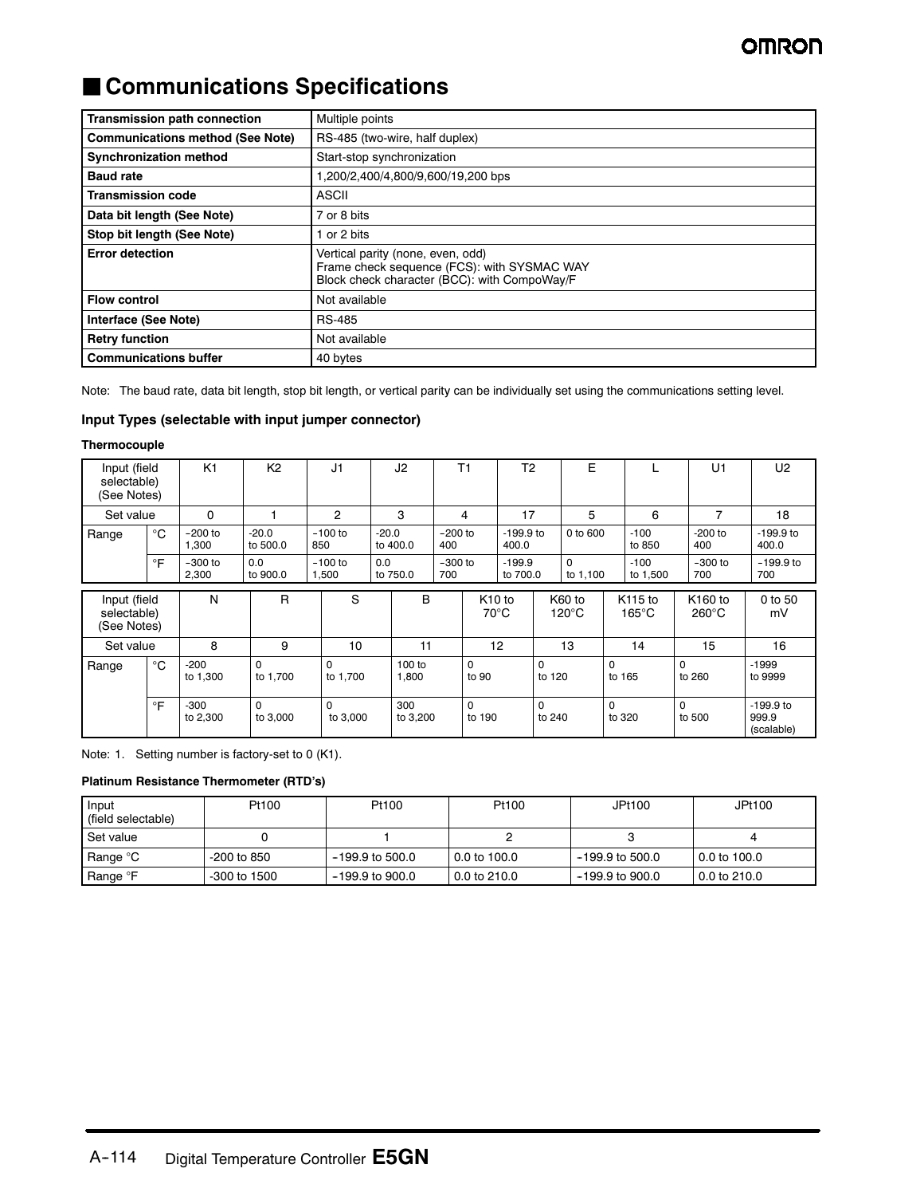## Communications Specifications

| Transmission path connection | Multiple points |
|---|---|
| Communications method (See Note) | RS-485 (two-wire, half duplex) |
| Synchronization method | Start-stop synchronization |
| Baud rate | 1,200/2,400/4,800/9,600/19,200 bps |
| Transmission code | ASCII |
| Data bit length (See Note) | 7 or 8 bits |
| Stop bit length (See Note) | 1 or 2 bits |
| Error detection | Vertical parity (none, even, odd)<br>Frame check sequence (FCS): with SYSMAC WAY<br>Block check character (BCC): with CompoWay/F |
| Flow control | Not available |
| Interface (See Note) | RS-485 |
| Retry function | Not available |
| Communications buffer | 40 bytes |

Note: The baud rate, data bit length, stop bit length, or vertical parity can be individually set using the communications setting level.

### Input Types (selectable with input jumper connector)

#### Thermocouple

| Input (field selectable) (See Notes) | | K1 | K2 | J1 | J2 | T1 | T2 | E | L | U1 | U2 |
|---|---|---|---|---|---|---|---|---|---|---|---|
| Set value | | 0 | 1 | 2 | 3 | 4 | 17 | 5 | 6 | 7 | 18 |
| Range | °C | −200 to 1,300 | -20.0 to 500.0 | −100 to 850 | -20.0 to 400.0 | −200 to 400 | -199.9 to 400.0 | 0 to 600 | -100 to 850 | -200 to 400 | -199.9 to 400.0 |
| | °F | −300 to 2,300 | 0.0 to 900.0 | −100 to 1,500 | 0.0 to 750.0 | −300 to 700 | -199.9 to 700.0 | 0 to 1,100 | -100 to 1,500 | −300 to 700 | −199.9 to 700 |

| Input (field selectable) (See Notes) | | N | R | S | B | K10 to 70°C | K60 to 120°C | K115 to 165°C | K160 to 260°C | 0 to 50 mV |
|---|---|---|---|---|---|---|---|---|---|---|
| Set value | | 8 | 9 | 10 | 11 | 12 | 13 | 14 | 15 | 16 |
| Range | °C | -200 to 1,300 | 0 to 1,700 | 0 to 1,700 | 100 to 1,800 | 0 to 90 | 0 to 120 | 0 to 165 | 0 to 260 | -1999 to 9999 |
| | °F | -300 to 2,300 | 0 to 3,000 | 0 to 3,000 | 300 to 3,200 | 0 to 190 | 0 to 240 | 0 to 320 | 0 to 500 | -199.9 to 999.9 (scalable) |

Note: 1. Setting number is factory-set to 0 (K1).

#### Platinum Resistance Thermometer (RTD's)

| Input (field selectable) | Pt100 | Pt100 | Pt100 | JPt100 | JPt100 |
|---|---|---|---|---|---|
| Set value | 0 | 1 | 2 | 3 | 4 |
| Range °C | -200 to 850 | −199.9 to 500.0 | 0.0 to 100.0 | −199.9 to 500.0 | 0.0 to 100.0 |
| Range °F | -300 to 1500 | −199.9 to 900.0 | 0.0 to 210.0 | −199.9 to 900.0 | 0.0 to 210.0 |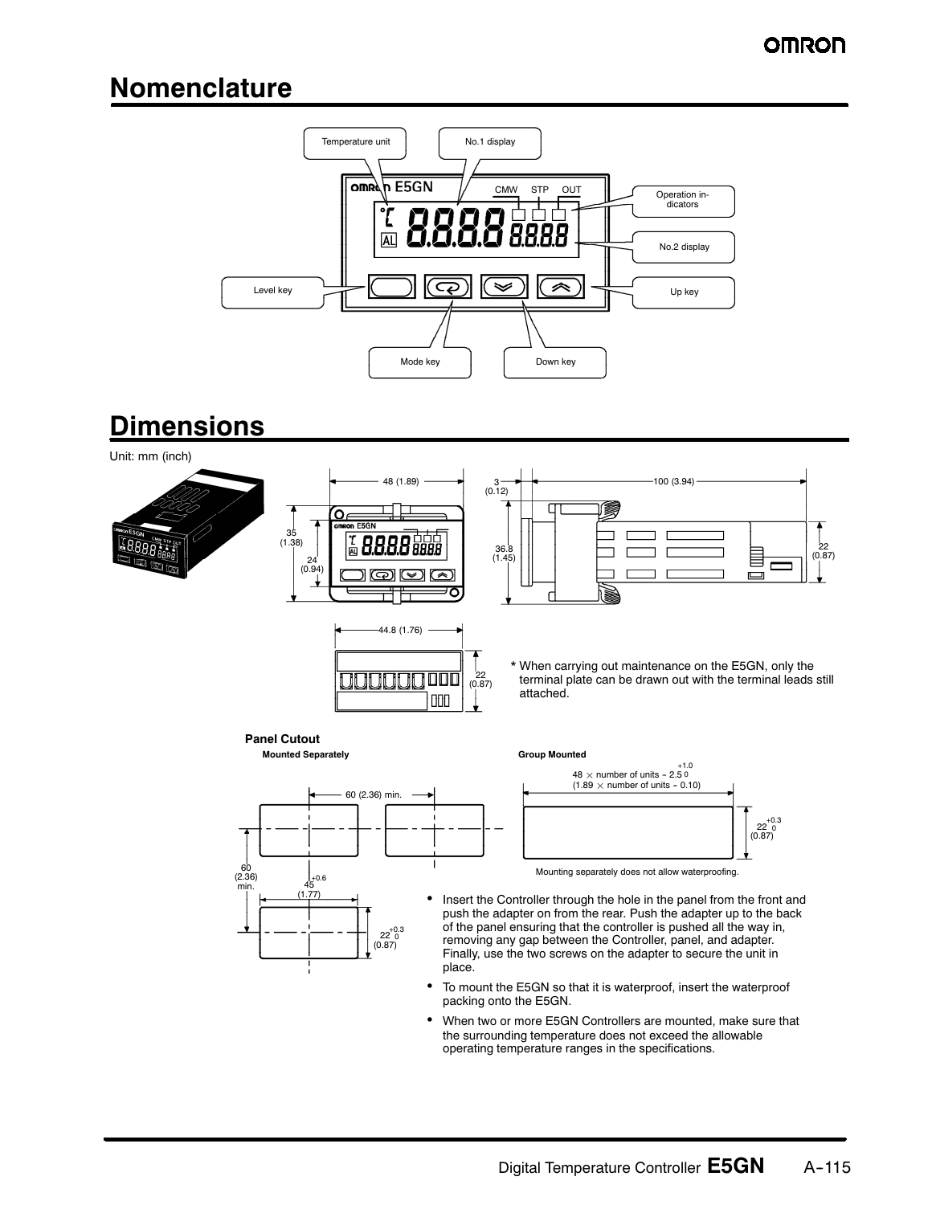## Nomenclature

Temperature unit

No.1 display

Operation indicators

No.2 display

Level key

Up key

Mode key

Down key

## Dimensions

Unit: mm (inch)

48 (1.89)

35 (1.38)

24 (0.94)

3 (0.12)

100 (3.94)

36.8 (1.45)

22 (0.87)

44.8 (1.76)

22 (0.87)

\* When carrying out maintenance on the E5GN, only the terminal plate can be drawn out with the terminal leads still attached.

### Panel Cutout

**Mounted Separately**

60 (2.36) min.

60 (2.36) min.

$45^{+0.6}_{0}$ (1.77)

$22^{+0.3}_{0}$ (0.87)

**Group Mounted**

$48 \times$ number of units $- 2.5^{+1.0}_{0}$
($1.89 \times$ number of units $- 0.10$)

$22^{+0.3}_{0}$ (0.87)

Mounting separately does not allow waterproofing.

- Insert the Controller through the hole in the panel from the front and push the adapter on from the rear. Push the adapter up to the back of the panel ensuring that the controller is pushed all the way in, removing any gap between the Controller, panel, and adapter. Finally, use the two screws on the adapter to secure the unit in place.
- To mount the E5GN so that it is waterproof, insert the waterproof packing onto the E5GN.
- When two or more E5GN Controllers are mounted, make sure that the surrounding temperature does not exceed the allowable operating temperature ranges in the specifications.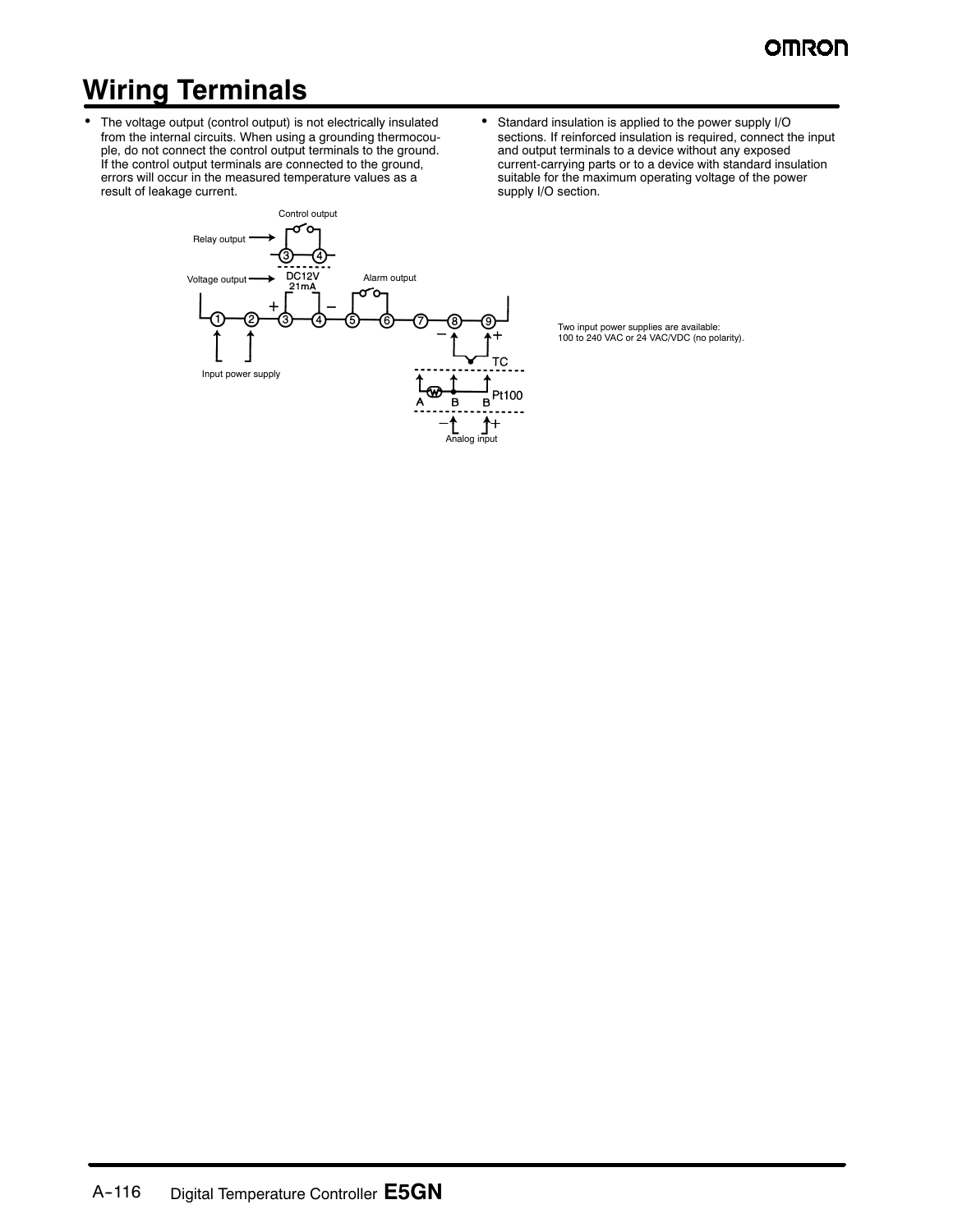# Wiring Terminals

- The voltage output (control output) is not electrically insulated from the internal circuits. When using a grounding thermocouple, do not connect the control output terminals to the ground. If the control output terminals are connected to the ground, errors will occur in the measured temperature values as a result of leakage current.
- Standard insulation is applied to the power supply I/O sections. If reinforced insulation is required, connect the input and output terminals to a device without any exposed current-carrying parts or to a device with standard insulation suitable for the maximum operating voltage of the power supply I/O section.

Control output

Relay output

Voltage output DC12V 21mA

Alarm output

Input power supply

TC

Pt100

Analog input

Two input power supplies are available:
100 to 240 VAC or 24 VAC/VDC (no polarity).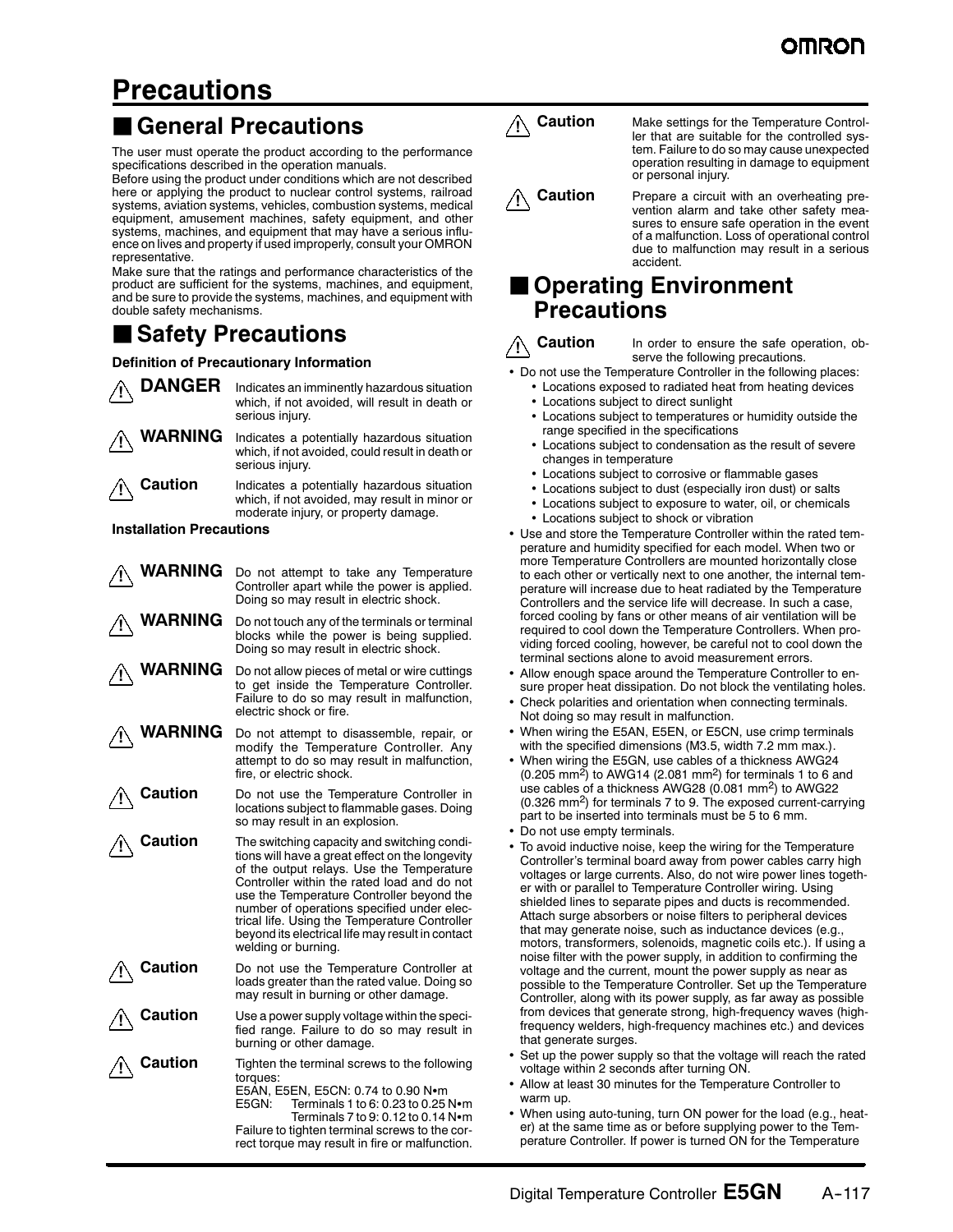# Precautions

## ■ General Precautions

The user must operate the product according to the performance specifications described in the operation manuals.

Before using the product under conditions which are not described here or applying the product to nuclear control systems, railroad systems, aviation systems, vehicles, combustion systems, medical equipment, amusement machines, safety equipment, and other systems, machines, and equipment that may have a serious influence on lives and property if used improperly, consult your OMRON representative.

Make sure that the ratings and performance characteristics of the product are sufficient for the systems, machines, and equipment, and be sure to provide the systems, machines, and equipment with double safety mechanisms.

## ■ Safety Precautions

**Definition of Precautionary Information**

**⚠ DANGER** Indicates an imminently hazardous situation which, if not avoided, will result in death or serious injury.

**⚠ WARNING** Indicates a potentially hazardous situation which, if not avoided, could result in death or serious injury.

**⚠ Caution** Indicates a potentially hazardous situation which, if not avoided, may result in minor or moderate injury, or property damage.

**Installation Precautions**

**⚠ WARNING** Do not attempt to take any Temperature Controller apart while the power is applied. Doing so may result in electric shock.

**⚠ WARNING** Do not touch any of the terminals or terminal blocks while the power is being supplied. Doing so may result in electric shock.

**⚠ WARNING** Do not allow pieces of metal or wire cuttings to get inside the Temperature Controller. Failure to do so may result in malfunction, electric shock or fire.

**⚠ WARNING** Do not attempt to disassemble, repair, or modify the Temperature Controller. Any attempt to do so may result in malfunction, fire, or electric shock.

**⚠ Caution** Do not use the Temperature Controller in locations subject to flammable gases. Doing so may result in an explosion.

**⚠ Caution** The switching capacity and switching conditions will have a great effect on the longevity of the output relays. Use the Temperature Controller within the rated load and do not use the Temperature Controller beyond the number of operations specified under electrical life. Using the Temperature Controller beyond its electrical life may result in contact welding or burning.

**⚠ Caution** Do not use the Temperature Controller at loads greater than the rated value. Doing so may result in burning or other damage.

**⚠ Caution** Use a power supply voltage within the specified range. Failure to do so may result in burning or other damage.

**⚠ Caution** Tighten the terminal screws to the following torques:
E5AN, E5EN, E5CN: 0.74 to 0.90 N•m
E5GN: Terminals 1 to 6: 0.23 to 0.25 N•m
Terminals 7 to 9: 0.12 to 0.14 N•m
Failure to tighten terminal screws to the correct torque may result in fire or malfunction.

**⚠ Caution** Make settings for the Temperature Controller that are suitable for the controlled system. Failure to do so may cause unexpected operation resulting in damage to equipment or personal injury.

**⚠ Caution** Prepare a circuit with an overheating prevention alarm and take other safety measures to ensure safe operation in the event of a malfunction. Loss of operational control due to malfunction may result in a serious accident.

## ■ Operating Environment Precautions

**⚠ Caution** In order to ensure the safe operation, observe the following precautions.

- Do not use the Temperature Controller in the following places:
  - Locations exposed to radiated heat from heating devices
  - Locations subject to direct sunlight
  - Locations subject to temperatures or humidity outside the range specified in the specifications
  - Locations subject to condensation as the result of severe changes in temperature
  - Locations subject to corrosive or flammable gases
  - Locations subject to dust (especially iron dust) or salts
  - Locations subject to exposure to water, oil, or chemicals
  - Locations subject to shock or vibration
- Use and store the Temperature Controller within the rated temperature and humidity specified for each model. When two or more Temperature Controllers are mounted horizontally close to each other or vertically next to one another, the internal temperature will increase due to heat radiated by the Temperature Controllers and the service life will decrease. In such a case, forced cooling by fans or other means of air ventilation will be required to cool down the Temperature Controllers. When providing forced cooling, however, be careful not to cool down the terminal sections alone to avoid measurement errors.
- Allow enough space around the Temperature Controller to ensure proper heat dissipation. Do not block the ventilating holes.
- Check polarities and orientation when connecting terminals. Not doing so may result in malfunction.
- When wiring the E5AN, E5EN, or E5CN, use crimp terminals with the specified dimensions (M3.5, width 7.2 mm max.).
- When wiring the E5GN, use cables of a thickness AWG24 (0.205 $mm^2$) to AWG14 (2.081 $mm^2$) for terminals 1 to 6 and use cables of a thickness AWG28 (0.081 $mm^2$) to AWG22 (0.326 $mm^2$) for terminals 7 to 9. The exposed current-carrying part to be inserted into terminals must be 5 to 6 mm.
- Do not use empty terminals.
- To avoid inductive noise, keep the wiring for the Temperature Controller's terminal board away from power cables carry high voltages or large currents. Also, do not wire power lines together with or parallel to Temperature Controller wiring. Using shielded lines to separate pipes and ducts is recommended. Attach surge absorbers or noise filters to peripheral devices that may generate noise, such as inductance devices (e.g., motors, transformers, solenoids, magnetic coils etc.). If using a noise filter with the power supply, in addition to confirming the voltage and the current, mount the power supply as near as possible to the Temperature Controller. Set up the Temperature Controller, along with its power supply, as far away as possible from devices that generate strong, high-frequency waves (high-frequency welders, high-frequency machines etc.) and devices that generate surges.
- Set up the power supply so that the voltage will reach the rated voltage within 2 seconds after turning ON.
- Allow at least 30 minutes for the Temperature Controller to warm up.
- When using auto-tuning, turn ON power for the load (e.g., heater) at the same time as or before supplying power to the Temperature Controller. If power is turned ON for the Temperature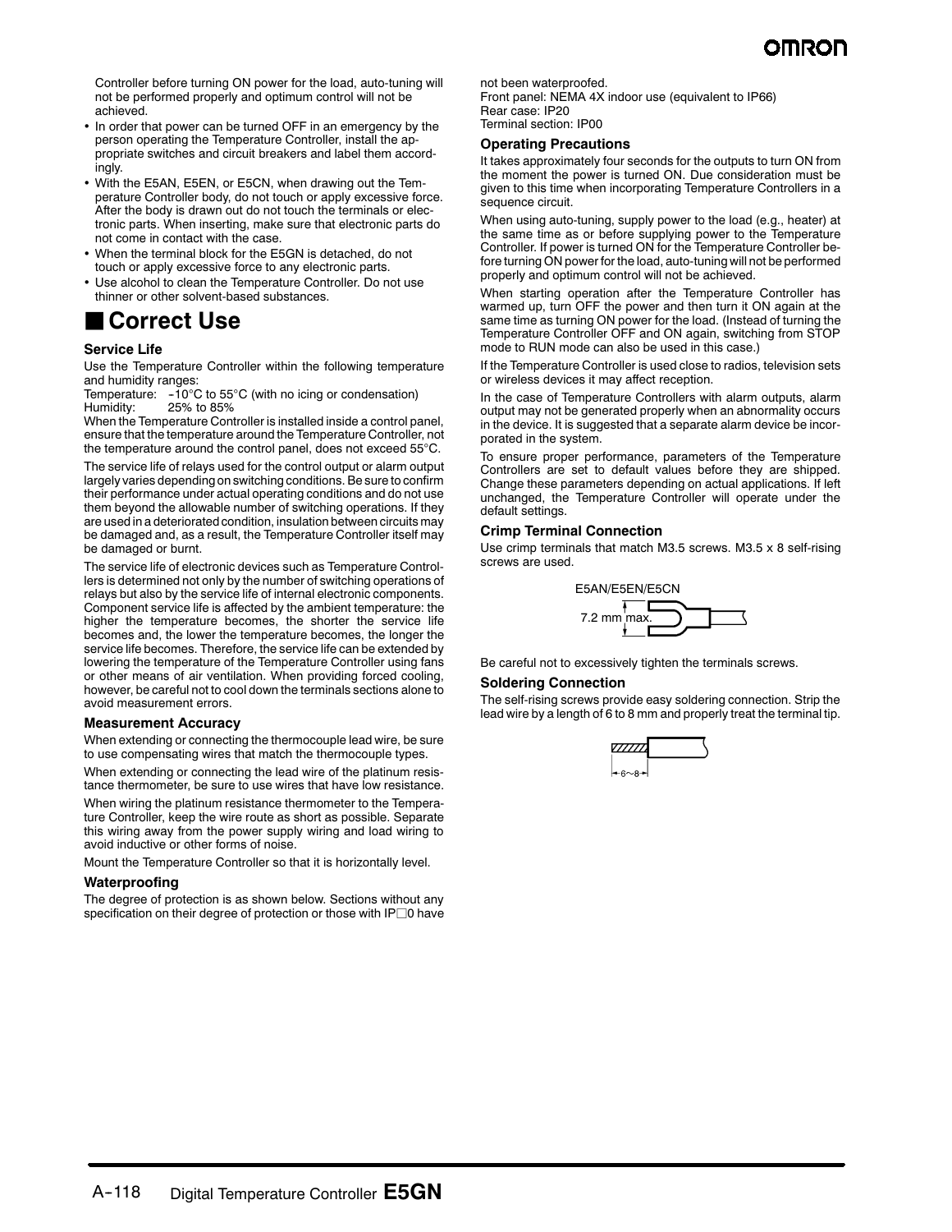Controller before turning ON power for the load, auto-tuning will not be performed properly and optimum control will not be achieved.

- In order that power can be turned OFF in an emergency by the person operating the Temperature Controller, install the appropriate switches and circuit breakers and label them accordingly.
- With the E5AN, E5EN, or E5CN, when drawing out the Temperature Controller body, do not touch or apply excessive force. After the body is drawn out do not touch the terminals or electronic parts. When inserting, make sure that electronic parts do not come in contact with the case.
- When the terminal block for the E5GN is detached, do not touch or apply excessive force to any electronic parts.
- Use alcohol to clean the Temperature Controller. Do not use thinner or other solvent-based substances.

## ■ Correct Use

### Service Life

Use the Temperature Controller within the following temperature and humidity ranges:

Temperature: −10°C to 55°C (with no icing or condensation)
Humidity: 25% to 85%

When the Temperature Controller is installed inside a control panel, ensure that the temperature around the Temperature Controller, not the temperature around the control panel, does not exceed 55°C.

The service life of relays used for the control output or alarm output largely varies depending on switching conditions. Be sure to confirm their performance under actual operating conditions and do not use them beyond the allowable number of switching operations. If they are used in a deteriorated condition, insulation between circuits may be damaged and, as a result, the Temperature Controller itself may be damaged or burnt.

The service life of electronic devices such as Temperature Controllers is determined not only by the number of switching operations of relays but also by the service life of internal electronic components. Component service life is affected by the ambient temperature: the higher the temperature becomes, the shorter the service life becomes and, the lower the temperature becomes, the longer the service life becomes. Therefore, the service life can be extended by lowering the temperature of the Temperature Controller using fans or other means of air ventilation. When providing forced cooling, however, be careful not to cool down the terminals sections alone to avoid measurement errors.

### Measurement Accuracy

When extending or connecting the thermocouple lead wire, be sure to use compensating wires that match the thermocouple types.

When extending or connecting the lead wire of the platinum resistance thermometer, be sure to use wires that have low resistance.

When wiring the platinum resistance thermometer to the Temperature Controller, keep the wire route as short as possible. Separate this wiring away from the power supply wiring and load wiring to avoid inductive or other forms of noise.

Mount the Temperature Controller so that it is horizontally level.

### Waterproofing

The degree of protection is as shown below. Sections without any specification on their degree of protection or those with IP□0 have not been waterproofed.

Front panel: NEMA 4X indoor use (equivalent to IP66)
Rear case: IP20
Terminal section: IP00

### Operating Precautions

It takes approximately four seconds for the outputs to turn ON from the moment the power is turned ON. Due consideration must be given to this time when incorporating Temperature Controllers in a sequence circuit.

When using auto-tuning, supply power to the load (e.g., heater) at the same time as or before supplying power to the Temperature Controller. If power is turned ON for the Temperature Controller before turning ON power for the load, auto-tuning will not be performed properly and optimum control will not be achieved.

When starting operation after the Temperature Controller has warmed up, turn OFF the power and then turn it ON again at the same time as turning ON power for the load. (Instead of turning the Temperature Controller OFF and ON again, switching from STOP mode to RUN mode can also be used in this case.)

If the Temperature Controller is used close to radios, television sets or wireless devices it may affect reception.

In the case of Temperature Controllers with alarm outputs, alarm output may not be generated properly when an abnormality occurs in the device. It is suggested that a separate alarm device be incorporated in the system.

To ensure proper performance, parameters of the Temperature Controllers are set to default values before they are shipped. Change these parameters depending on actual applications. If left unchanged, the Temperature Controller will operate under the default settings.

### Crimp Terminal Connection

Use crimp terminals that match M3.5 screws. M3.5 x 8 self-rising screws are used.

E5AN/E5EN/E5CN

7.2 mm max.

Be careful not to excessively tighten the terminals screws.

### Soldering Connection

The self-rising screws provide easy soldering connection. Strip the lead wire by a length of 6 to 8 mm and properly treat the terminal tip.

6~8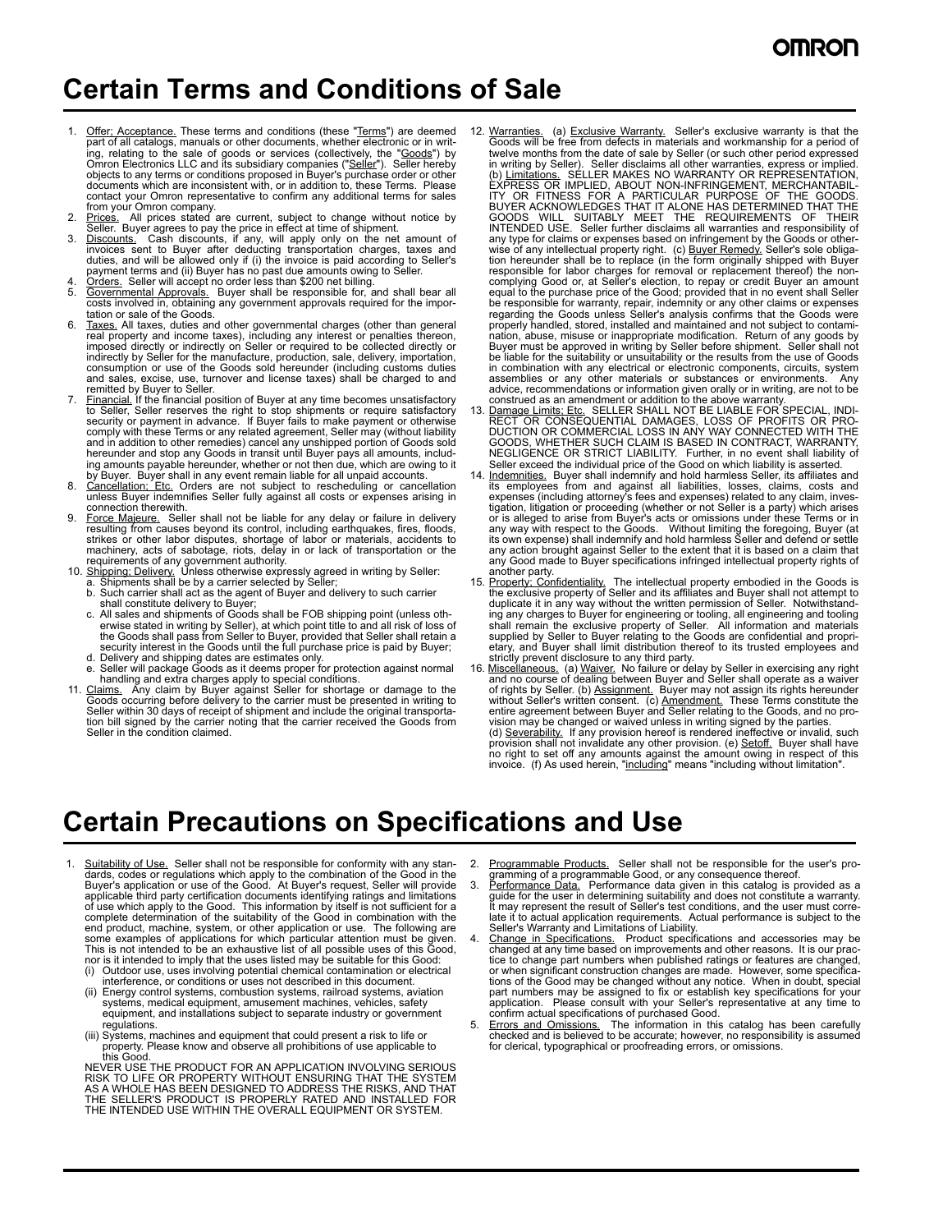# Certain Terms and Conditions of Sale

1. Offer; Acceptance. These terms and conditions (these "Terms") are deemed part of all catalogs, manuals or other documents, whether electronic or in writing, relating to the sale of goods or services (collectively, the "Goods") by Omron Electronics LLC and its subsidiary companies ("Seller"). Seller hereby objects to any terms or conditions proposed in Buyer's purchase order or other documents which are inconsistent with, or in addition to, these Terms. Please contact your Omron representative to confirm any additional terms for sales from your Omron company.
2. Prices. All prices stated are current, subject to change without notice by Seller. Buyer agrees to pay the price in effect at time of shipment.
3. Discounts. Cash discounts, if any, will apply only on the net amount of invoices sent to Buyer after deducting transportation charges, taxes and duties, and will be allowed only if (i) the invoice is paid according to Seller's payment terms and (ii) Buyer has no past due amounts owing to Seller.
4. Orders. Seller will accept no order less than $200 net billing.
5. Governmental Approvals. Buyer shall be responsible for, and shall bear all costs involved in, obtaining any government approvals required for the importation or sale of the Goods.
6. Taxes. All taxes, duties and other governmental charges (other than general real property and income taxes), including any interest or penalties thereon, imposed directly or indirectly on Seller or required to be collected directly or indirectly by Seller for the manufacture, production, sale, delivery, importation, consumption or use of the Goods sold hereunder (including customs duties and sales, excise, use, turnover and license taxes) shall be charged to and remitted by Buyer to Seller.
7. Financial. If the financial position of Buyer at any time becomes unsatisfactory to Seller, Seller reserves the right to stop shipments or require satisfactory security or payment in advance. If Buyer fails to make payment or otherwise comply with these Terms or any related agreement, Seller may (without liability and in addition to other remedies) cancel any unshipped portion of Goods sold hereunder and stop any Goods in transit until Buyer pays all amounts, including amounts payable hereunder, whether or not then due, which are owing to it by Buyer. Buyer shall in any event remain liable for all unpaid accounts.
8. Cancellation; Etc. Orders are not subject to rescheduling or cancellation unless Buyer indemnifies Seller fully against all costs or expenses arising in connection therewith.
9. Force Majeure. Seller shall not be liable for any delay or failure in delivery resulting from causes beyond its control, including earthquakes, fires, floods, strikes or other labor disputes, shortage of labor or materials, accidents to machinery, acts of sabotage, riots, delay in or lack of transportation or the requirements of any government authority.
10. Shipping; Delivery. Unless otherwise expressly agreed in writing by Seller:
    a. Shipments shall be by a carrier selected by Seller;
    b. Such carrier shall act as the agent of Buyer and delivery to such carrier shall constitute delivery to Buyer;
    c. All sales and shipments of Goods shall be FOB shipping point (unless otherwise stated in writing by Seller), at which point title to and all risk of loss of the Goods shall pass from Seller to Buyer, provided that Seller shall retain a security interest in the Goods until the full purchase price is paid by Buyer;
    d. Delivery and shipping dates are estimates only.
    e. Seller will package Goods as it deems proper for protection against normal handling and extra charges apply to special conditions.
11. Claims. Any claim by Buyer against Seller for shortage or damage to the Goods occurring before delivery to the carrier must be presented in writing to Seller within 30 days of receipt of shipment and include the original transportation bill signed by the carrier noting that the carrier received the Goods from Seller in the condition claimed.
12. Warranties. (a) Exclusive Warranty. Seller's exclusive warranty is that the Goods will be free from defects in materials and workmanship for a period of twelve months from the date of sale by Seller (or such other period expressed in writing by Seller). Seller disclaims all other warranties, express or implied. (b) Limitations. SELLER MAKES NO WARRANTY OR REPRESENTATION, EXPRESS OR IMPLIED, ABOUT NON-INFRINGEMENT, MERCHANTABILITY OR FITNESS FOR A PARTICULAR PURPOSE OF THE GOODS. BUYER ACKNOWLEDGES THAT IT ALONE HAS DETERMINED THAT THE GOODS WILL SUITABLY MEET THE REQUIREMENTS OF THEIR INTENDED USE. Seller further disclaims all warranties and responsibility of any type for claims or expenses based on infringement by the Goods or otherwise of any intellectual property right. (c) Buyer Remedy. Seller's sole obligation hereunder shall be to replace (in the form originally shipped with Buyer responsible for labor charges for removal or replacement thereof) the non-complying Good or, at Seller's election, to repay or credit Buyer an amount equal to the purchase price of the Good; provided that in no event shall Seller be responsible for warranty, repair, indemnity or any other claims or expenses regarding the Goods unless Seller's analysis confirms that the Goods were properly handled, stored, installed and maintained and not subject to contamination, abuse, misuse or inappropriate modification. Return of any goods by Buyer must be approved in writing by Seller before shipment. Seller shall not be liable for the suitability or unsuitability or the results from the use of Goods in combination with any electrical or electronic components, circuits, system assemblies or any other materials or substances or environments. Any advice, recommendations or information given orally or in writing, are not to be construed as an amendment or addition to the above warranty.
13. Damage Limits; Etc. SELLER SHALL NOT BE LIABLE FOR SPECIAL, INDIRECT OR CONSEQUENTIAL DAMAGES, LOSS OF PROFITS OR PRODUCTION OR COMMERCIAL LOSS IN ANY WAY CONNECTED WITH THE GOODS, WHETHER SUCH CLAIM IS BASED IN CONTRACT, WARRANTY, NEGLIGENCE OR STRICT LIABILITY. Further, in no event shall liability of Seller exceed the individual price of the Good on which liability is asserted.
14. Indemnities. Buyer shall indemnify and hold harmless Seller, its affiliates and its employees from and against all liabilities, losses, claims, costs and expenses (including attorney's fees and expenses) related to any claim, investigation, litigation or proceeding (whether or not Seller is a party) which arises or is alleged to arise from Buyer's acts or omissions under these Terms or in any way with respect to the Goods. Without limiting the foregoing, Buyer (at its own expense) shall indemnify and hold harmless Seller and defend or settle any action brought against Seller to the extent that it is based on a claim that any Good made to Buyer specifications infringed intellectual property rights of another party.
15. Property; Confidentiality. The intellectual property embodied in the Goods is the exclusive property of Seller and its affiliates and Buyer shall not attempt to duplicate it in any way without the written permission of Seller. Notwithstanding any charges to Buyer for engineering or tooling, all engineering and tooling shall remain the exclusive property of Seller. All information and materials supplied by Seller to Buyer relating to the Goods are confidential and proprietary, and Buyer shall limit distribution thereof to its trusted employees and strictly prevent disclosure to any third party.
16. Miscellaneous. (a) Waiver. No failure or delay by Seller in exercising any right and no course of dealing between Buyer and Seller shall operate as a waiver of rights by Seller. (b) Assignment. Buyer may not assign its rights hereunder without Seller's written consent. (c) Amendment. These Terms constitute the entire agreement between Buyer and Seller relating to the Goods, and no provision may be changed or waived unless in writing signed by the parties. (d) Severability. If any provision hereof is rendered ineffective or invalid, such provision shall not invalidate any other provision. (e) Setoff. Buyer shall have no right to set off any amounts against the amount owing in respect of this invoice. (f) As used herein, "including" means "including without limitation".

# Certain Precautions on Specifications and Use

1. Suitability of Use. Seller shall not be responsible for conformity with any standards, codes or regulations which apply to the combination of the Good in the Buyer's application or use of the Good. At Buyer's request, Seller will provide applicable third party certification documents identifying ratings and limitations of use which apply to the Good. This information by itself is not sufficient for a complete determination of the suitability of the Good in combination with the end product, machine, system, or other application or use. The following are some examples of applications for which particular attention must be given. This is not intended to be an exhaustive list of all possible uses of this Good, nor is it intended to imply that the uses listed may be suitable for this Good:
   (i) Outdoor use, uses involving potential chemical contamination or electrical interference, or conditions or uses not described in this document.
   (ii) Energy control systems, combustion systems, railroad systems, aviation systems, medical equipment, amusement machines, vehicles, safety equipment, and installations subject to separate industry or government regulations.
   (iii) Systems, machines and equipment that could present a risk to life or property. Please know and observe all prohibitions of use applicable to this Good.

   NEVER USE THE PRODUCT FOR AN APPLICATION INVOLVING SERIOUS RISK TO LIFE OR PROPERTY WITHOUT ENSURING THAT THE SYSTEM AS A WHOLE HAS BEEN DESIGNED TO ADDRESS THE RISKS, AND THAT THE SELLER'S PRODUCT IS PROPERLY RATED AND INSTALLED FOR THE INTENDED USE WITHIN THE OVERALL EQUIPMENT OR SYSTEM.
2. Programmable Products. Seller shall not be responsible for the user's programming of a programmable Good, or any consequence thereof.
3. Performance Data. Performance data given in this catalog is provided as a guide for the user in determining suitability and does not constitute a warranty. It may represent the result of Seller's test conditions, and the user must correlate it to actual application requirements. Actual performance is subject to the Seller's Warranty and Limitations of Liability.
4. Change in Specifications. Product specifications and accessories may be changed at any time based on improvements and other reasons. It is our practice to change part numbers when published ratings or features are changed, or when significant construction changes are made. However, some specifications of the Good may be changed without any notice. When in doubt, special part numbers may be assigned to fix or establish key specifications for your application. Please consult with your Seller's representative at any time to confirm actual specifications of purchased Good.
5. Errors and Omissions. The information in this catalog has been carefully checked and is believed to be accurate; however, no responsibility is assumed for clerical, typographical or proofreading errors, or omissions.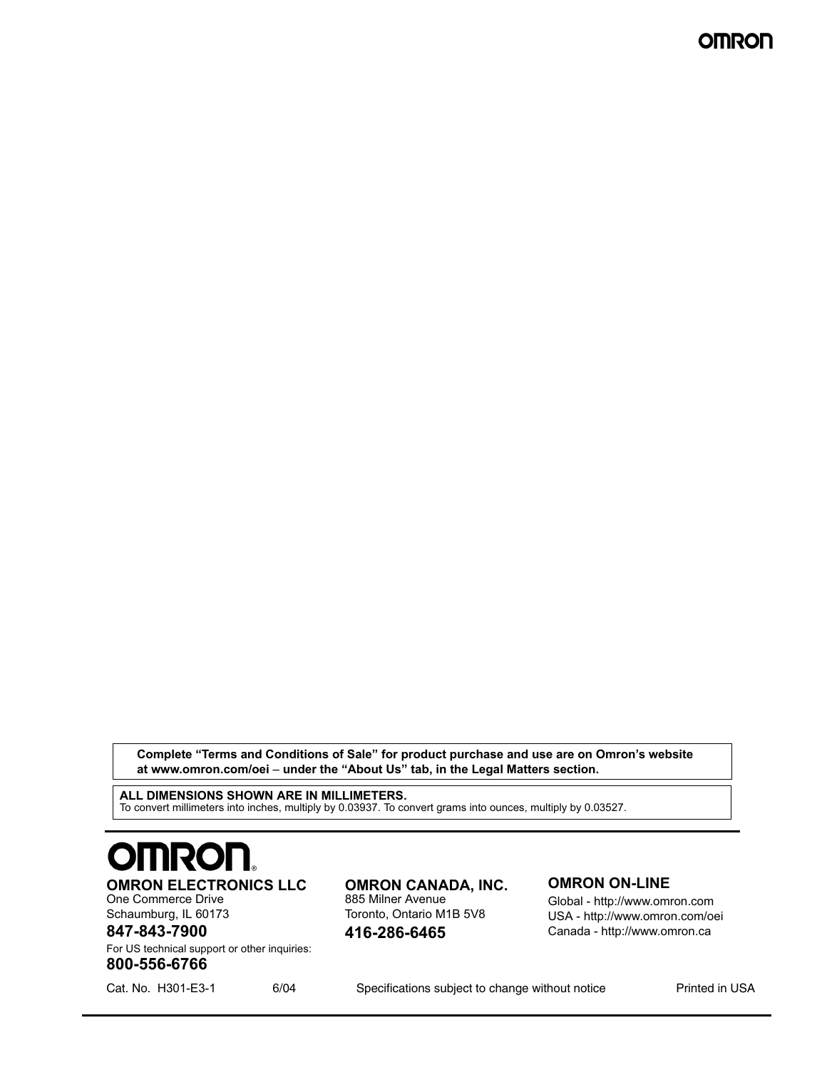**Complete "Terms and Conditions of Sale" for product purchase and use are on Omron's website at www.omron.com/oei – under the "About Us" tab, in the Legal Matters section.**

**ALL DIMENSIONS SHOWN ARE IN MILLIMETERS.**
To convert millimeters into inches, multiply by 0.03937. To convert grams into ounces, multiply by 0.03527.

**OMRON ELECTRONICS LLC**
One Commerce Drive
Schaumburg, IL 60173
**847-843-7900**
For US technical support or other inquiries:
**800-556-6766**

**OMRON CANADA, INC.**
885 Milner Avenue
Toronto, Ontario M1B 5V8
**416-286-6465**

**OMRON ON-LINE**
Global - http://www.omron.com
USA - http://www.omron.com/oei
Canada - http://www.omron.ca

Cat. No. H301-E3-1 6/04 Specifications subject to change without notice Printed in USA